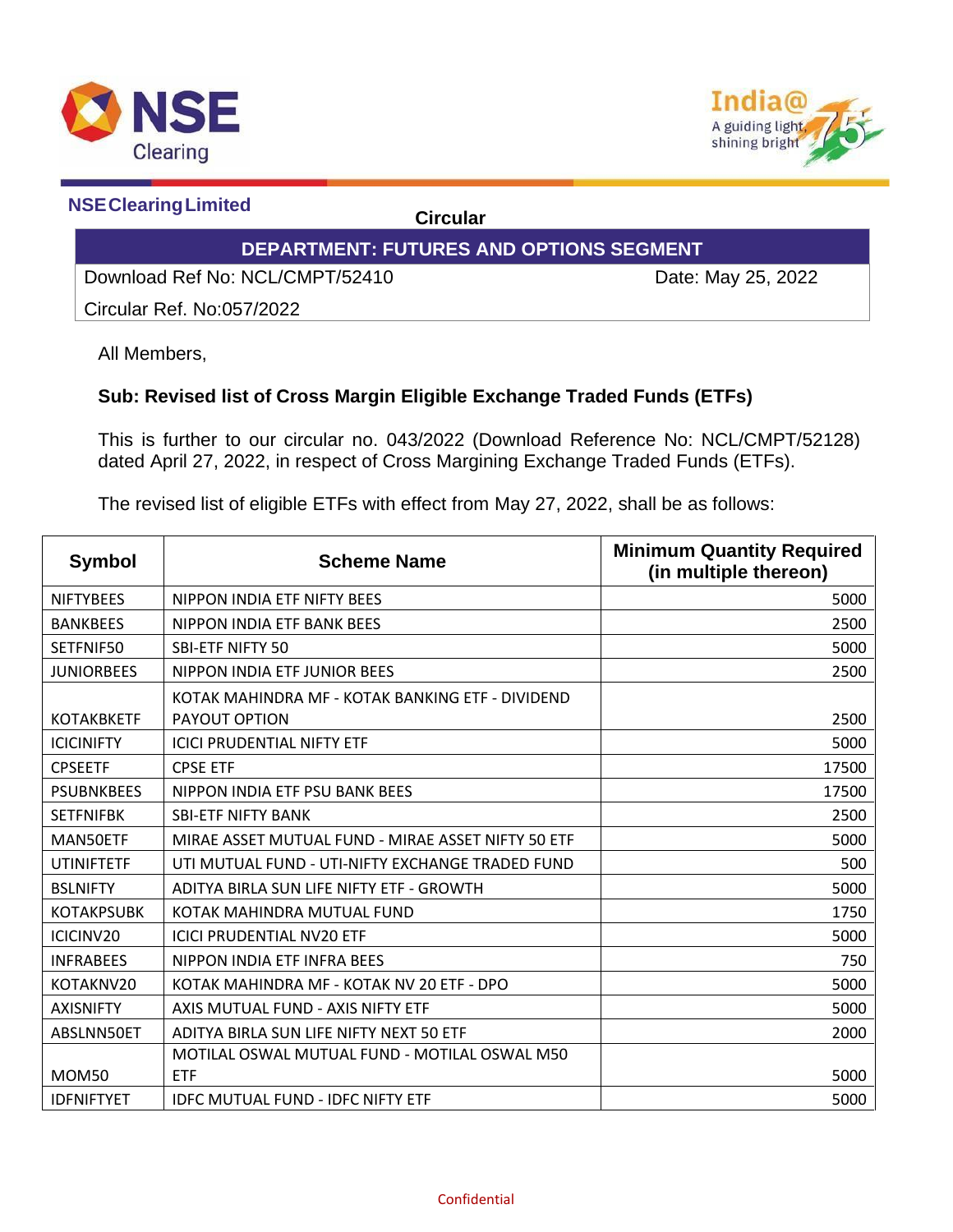**NSE Clearing Limited**

**Circular**

**DEPARTMENT: FUTURES AND OPTIONS SEGMENT**

Download Ref No: NCL/CMPT/52410 Date: May 25, 2022

Circular Ref. No:057/2022

All Members,

**Sub: Revised list of Cross Margin Eligible Exchange Traded Funds (ETFs)**

This is further to our circular no. 043/2022 (Download Reference No: NCL/CMPT/52128) dated April 27, 2022, in respect of Cross Margining Exchange Traded Funds (ETFs).

The revised list of eligible ETFs with effect from May 27, 2022, shall be as follows:

| Symbol | Scheme Name | Minimum Quantity Required (in multiple thereon) |
|---|---|---|
| NIFTYBEES | NIPPON INDIA ETF NIFTY BEES | 5000 |
| BANKBEES | NIPPON INDIA ETF BANK BEES | 2500 |
| SETFNIF50 | SBI-ETF NIFTY 50 | 5000 |
| JUNIORBEES | NIPPON INDIA ETF JUNIOR BEES | 2500 |
| KOTAKBKETF | KOTAK MAHINDRA MF - KOTAK BANKING ETF - DIVIDEND PAYOUT OPTION | 2500 |
| ICICINIFTY | ICICI PRUDENTIAL NIFTY ETF | 5000 |
| CPSEETF | CPSE ETF | 17500 |
| PSUBNKBEES | NIPPON INDIA ETF PSU BANK BEES | 17500 |
| SETFNIFBK | SBI-ETF NIFTY BANK | 2500 |
| MAN50ETF | MIRAE ASSET MUTUAL FUND - MIRAE ASSET NIFTY 50 ETF | 5000 |
| UTINIFTETF | UTI MUTUAL FUND - UTI-NIFTY EXCHANGE TRADED FUND | 500 |
| BSLNIFTY | ADITYA BIRLA SUN LIFE NIFTY ETF - GROWTH | 5000 |
| KOTAKPSUBK | KOTAK MAHINDRA MUTUAL FUND | 1750 |
| ICICINV20 | ICICI PRUDENTIAL NV20 ETF | 5000 |
| INFRABEES | NIPPON INDIA ETF INFRA BEES | 750 |
| KOTAKNV20 | KOTAK MAHINDRA MF - KOTAK NV 20 ETF - DPO | 5000 |
| AXISNIFTY | AXIS MUTUAL FUND - AXIS NIFTY ETF | 5000 |
| ABSLNN50ET | ADITYA BIRLA SUN LIFE NIFTY NEXT 50 ETF | 2000 |
| MOM50 | MOTILAL OSWAL MUTUAL FUND - MOTILAL OSWAL M50 ETF | 5000 |
| IDFNIFTYET | IDFC MUTUAL FUND - IDFC NIFTY ETF | 5000 |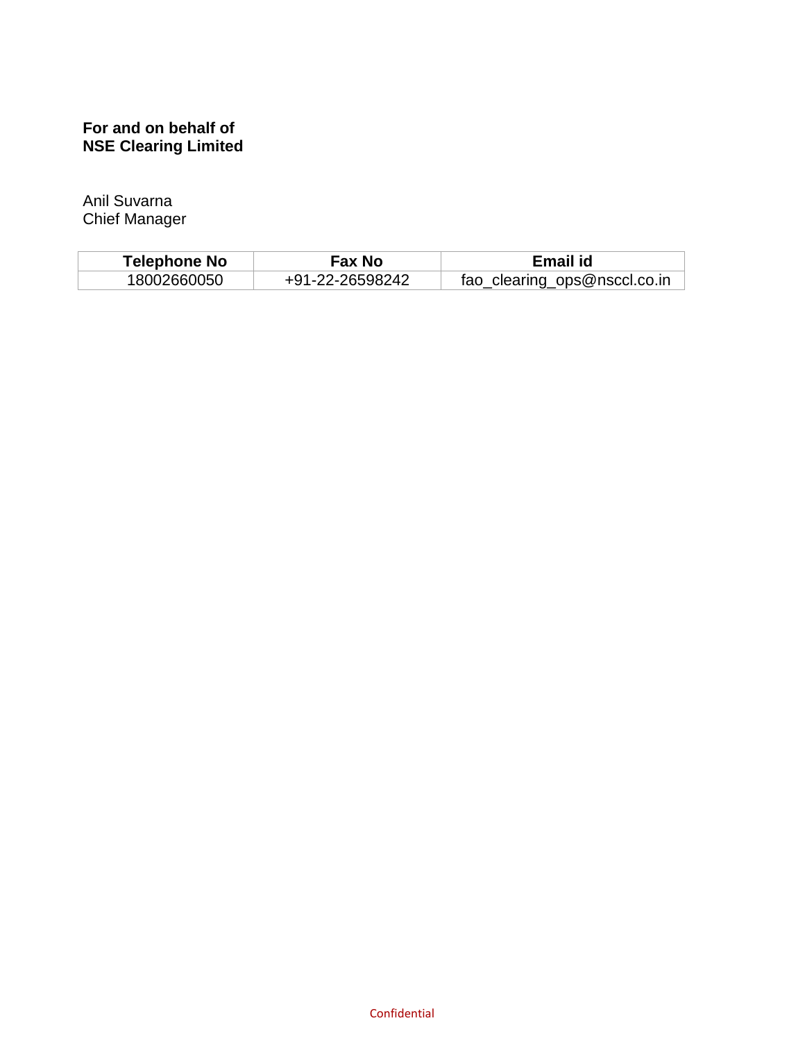**For and on behalf of**
**NSE Clearing Limited**

Anil Suvarna
Chief Manager

| Telephone No | Fax No | Email id |
| --- | --- | --- |
| 18002660050 | +91-22-26598242 | fao_clearing_ops@nsccl.co.in |

Confidential